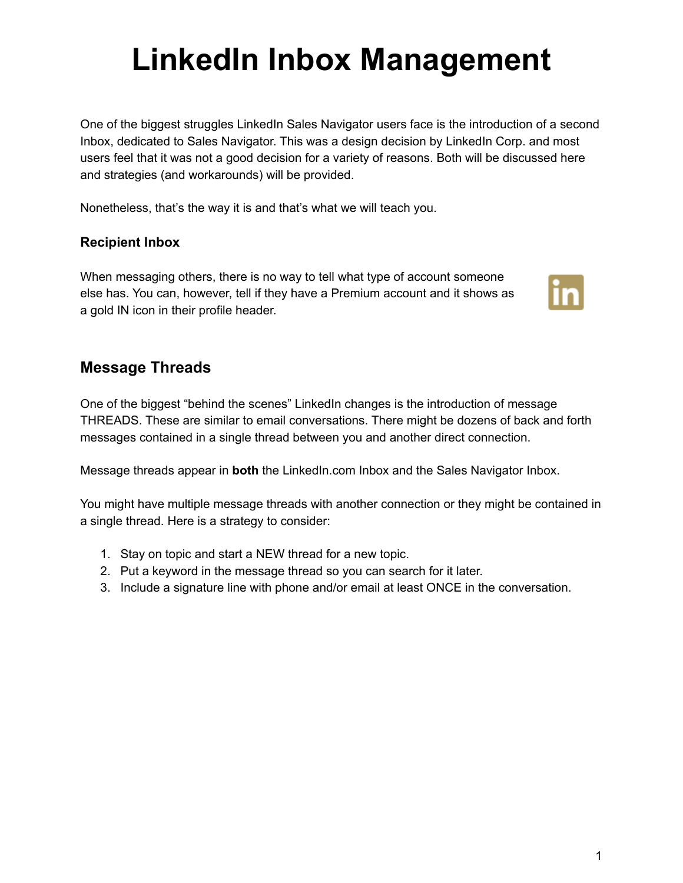# LinkedIn Inbox Management

One of the biggest struggles LinkedIn Sales Navigator users face is the introduction of a second Inbox, dedicated to Sales Navigator. This was a design decision by LinkedIn Corp. and most users feel that it was not a good decision for a variety of reasons. Both will be discussed here and strategies (and workarounds) will be provided.

Nonetheless, that's the way it is and that's what we will teach you.

### Recipient Inbox

When messaging others, there is no way to tell what type of account someone else has. You can, however, tell if they have a Premium account and it shows as a gold IN icon in their profile header.

## Message Threads

One of the biggest "behind the scenes" LinkedIn changes is the introduction of message THREADS. These are similar to email conversations. There might be dozens of back and forth messages contained in a single thread between you and another direct connection.

Message threads appear in **both** the LinkedIn.com Inbox and the Sales Navigator Inbox.

You might have multiple message threads with another connection or they might be contained in a single thread. Here is a strategy to consider:

1. Stay on topic and start a NEW thread for a new topic.
2. Put a keyword in the message thread so you can search for it later.
3. Include a signature line with phone and/or email at least ONCE in the conversation.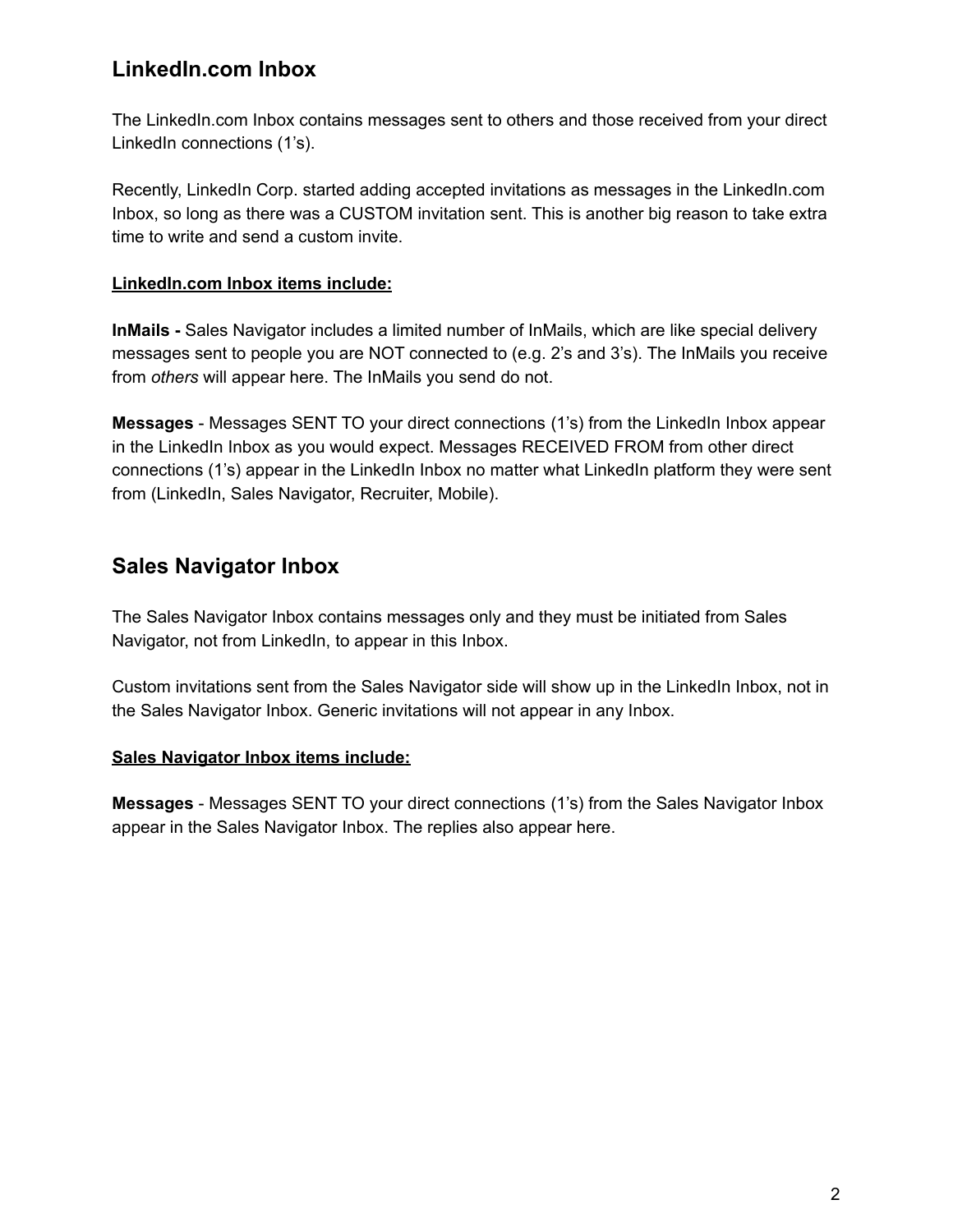## LinkedIn.com Inbox

The LinkedIn.com Inbox contains messages sent to others and those received from your direct LinkedIn connections (1's).

Recently, LinkedIn Corp. started adding accepted invitations as messages in the LinkedIn.com Inbox, so long as there was a CUSTOM invitation sent. This is another big reason to take extra time to write and send a custom invite.

**LinkedIn.com Inbox items include:**

**InMails -** Sales Navigator includes a limited number of InMails, which are like special delivery messages sent to people you are NOT connected to (e.g. 2's and 3's). The InMails you receive from *others* will appear here. The InMails you send do not.

**Messages** - Messages SENT TO your direct connections (1's) from the LinkedIn Inbox appear in the LinkedIn Inbox as you would expect. Messages RECEIVED FROM from other direct connections (1's) appear in the LinkedIn Inbox no matter what LinkedIn platform they were sent from (LinkedIn, Sales Navigator, Recruiter, Mobile).

## Sales Navigator Inbox

The Sales Navigator Inbox contains messages only and they must be initiated from Sales Navigator, not from LinkedIn, to appear in this Inbox.

Custom invitations sent from the Sales Navigator side will show up in the LinkedIn Inbox, not in the Sales Navigator Inbox. Generic invitations will not appear in any Inbox.

**Sales Navigator Inbox items include:**

**Messages** - Messages SENT TO your direct connections (1's) from the Sales Navigator Inbox appear in the Sales Navigator Inbox. The replies also appear here.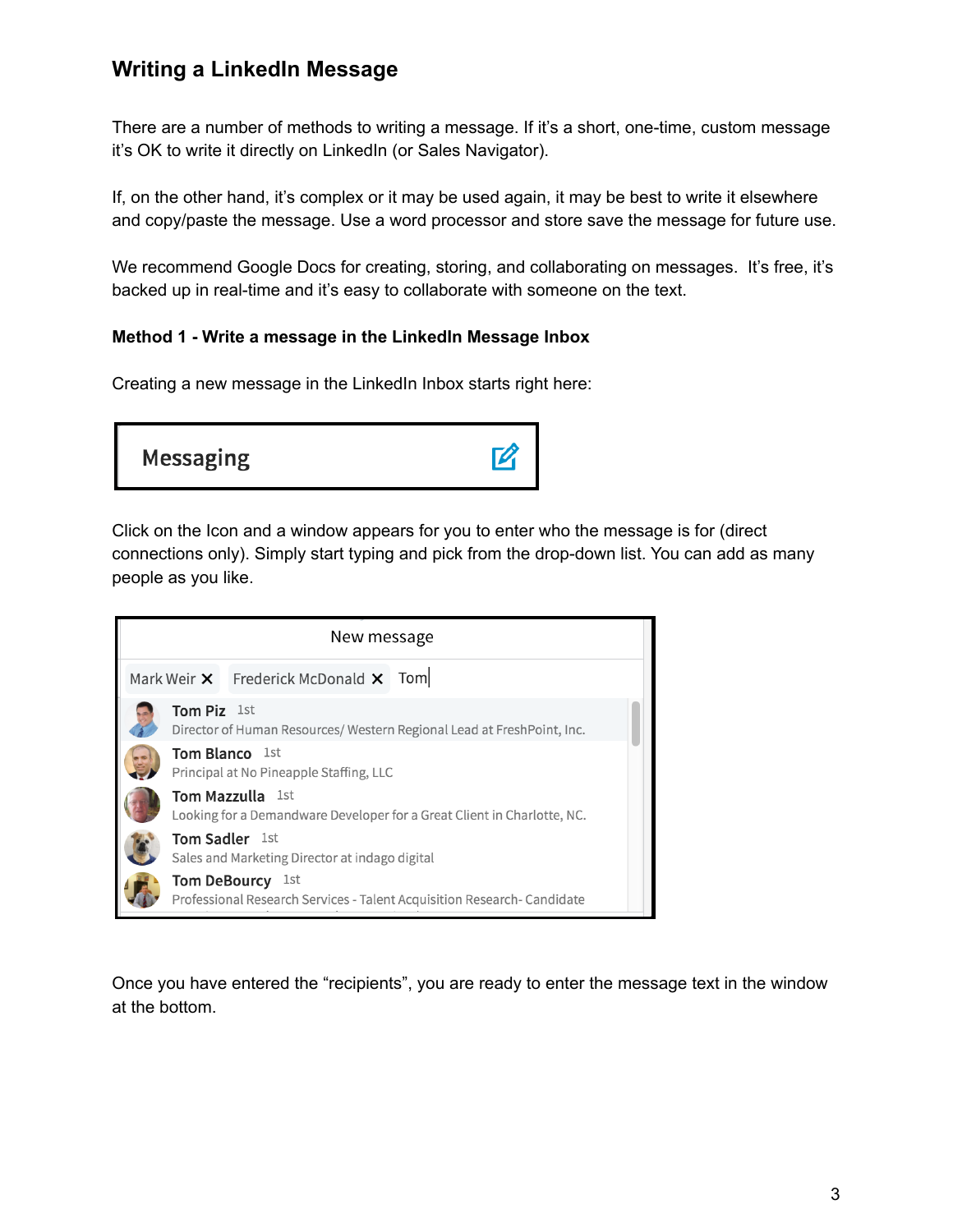## Writing a LinkedIn Message

There are a number of methods to writing a message. If it's a short, one-time, custom message it's OK to write it directly on LinkedIn (or Sales Navigator).

If, on the other hand, it's complex or it may be used again, it may be best to write it elsewhere and copy/paste the message. Use a word processor and store save the message for future use.

We recommend Google Docs for creating, storing, and collaborating on messages. It's free, it's backed up in real-time and it's easy to collaborate with someone on the text.

### Method 1 - Write a message in the LinkedIn Message Inbox

Creating a new message in the LinkedIn Inbox starts right here:

Messaging

Click on the Icon and a window appears for you to enter who the message is for (direct connections only). Simply start typing and pick from the drop-down list. You can add as many people as you like.

New message

Mark Weir ✕ Frederick McDonald ✕ Tom

Tom Piz 1st
Director of Human Resources/ Western Regional Lead at FreshPoint, Inc.

Tom Blanco 1st
Principal at No Pineapple Staffing, LLC

Tom Mazzulla 1st
Looking for a Demandware Developer for a Great Client in Charlotte, NC.

Tom Sadler 1st
Sales and Marketing Director at indago digital

Tom DeBourcy 1st
Professional Research Services - Talent Acquisition Research- Candidate

Once you have entered the "recipients", you are ready to enter the message text in the window at the bottom.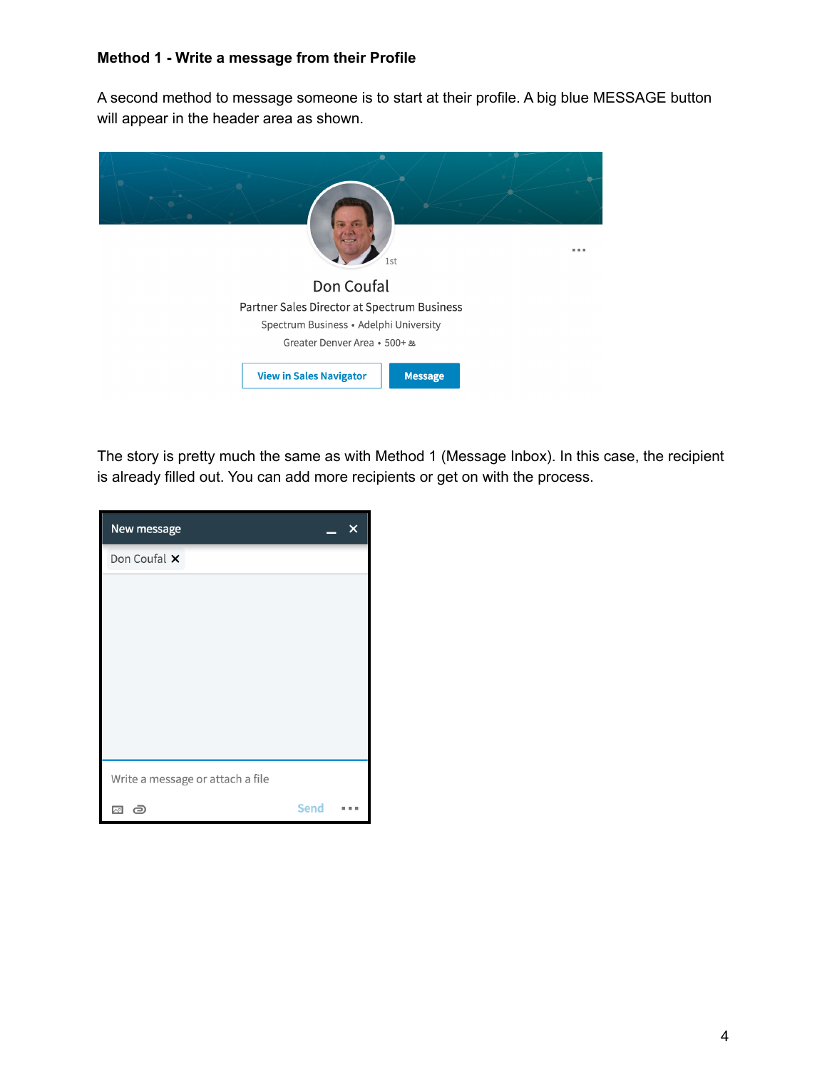**Method 1 - Write a message from their Profile**

A second method to message someone is to start at their profile. A big blue MESSAGE button will appear in the header area as shown.

The story is pretty much the same as with Method 1 (Message Inbox). In this case, the recipient is already filled out. You can add more recipients or get on with the process.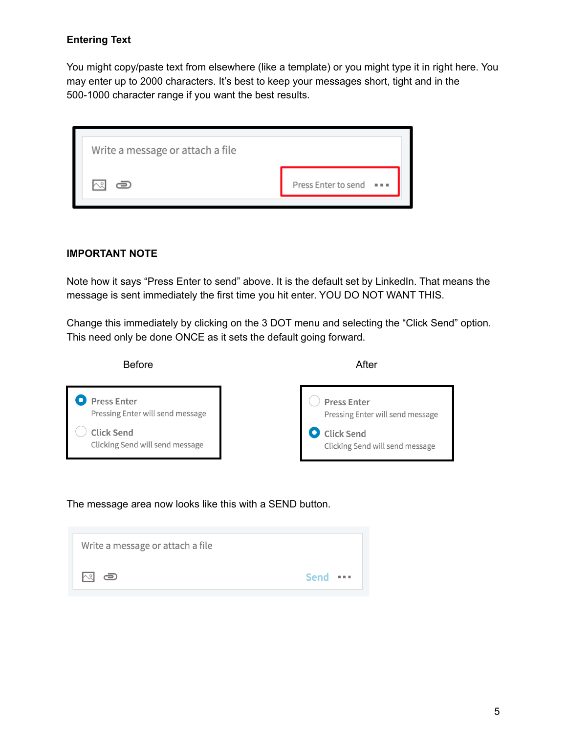**Entering Text**

You might copy/paste text from elsewhere (like a template) or you might type it in right here. You may enter up to 2000 characters. It's best to keep your messages short, tight and in the 500-1000 character range if you want the best results.

**IMPORTANT NOTE**

Note how it says "Press Enter to send" above. It is the default set by LinkedIn. That means the message is sent immediately the first time you hit enter. YOU DO NOT WANT THIS.

Change this immediately by clicking on the 3 DOT menu and selecting the "Click Send" option. This need only be done ONCE as it sets the default going forward.

Before

After

The message area now looks like this with a SEND button.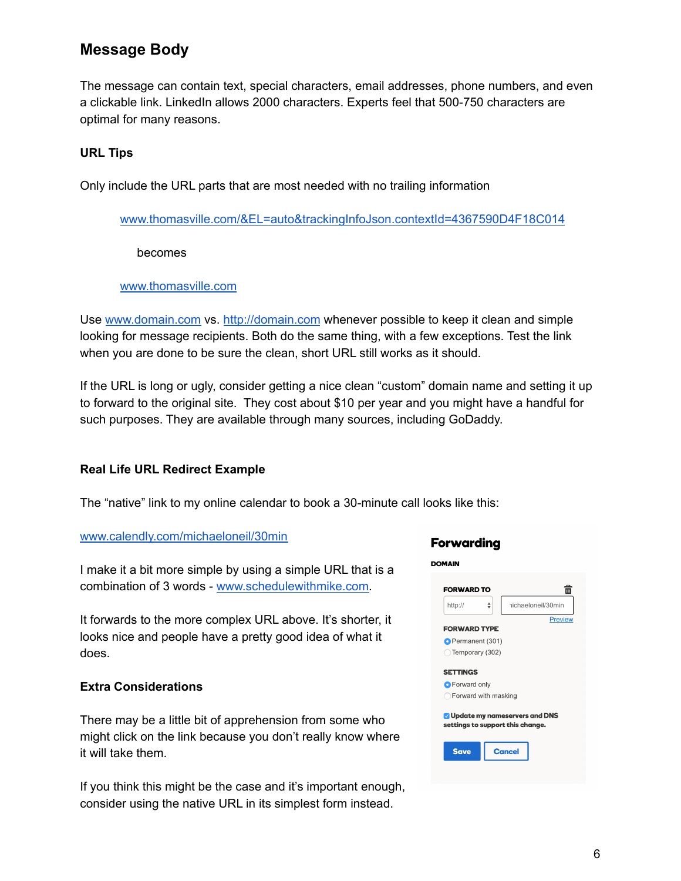## Message Body

The message can contain text, special characters, email addresses, phone numbers, and even a clickable link. LinkedIn allows 2000 characters. Experts feel that 500-750 characters are optimal for many reasons.

### URL Tips

Only include the URL parts that are most needed with no trailing information

> www.thomasville.com/&EL=auto&trackingInfoJson.contextId=4367590D4F18C014
>
> becomes
>
> www.thomasville.com

Use www.domain.com vs. http://domain.com whenever possible to keep it clean and simple looking for message recipients. Both do the same thing, with a few exceptions. Test the link when you are done to be sure the clean, short URL still works as it should.

If the URL is long or ugly, consider getting a nice clean "custom" domain name and setting it up to forward to the original site. They cost about $10 per year and you might have a handful for such purposes. They are available through many sources, including GoDaddy.

### Real Life URL Redirect Example

The "native" link to my online calendar to book a 30-minute call looks like this:

www.calendly.com/michaeloneil/30min

I make it a bit more simple by using a simple URL that is a combination of 3 words - www.schedulewithmike.com.

It forwards to the more complex URL above. It's shorter, it looks nice and people have a pretty good idea of what it does.

**Forwarding**

**DOMAIN**

**FORWARD TO**

http:// | ichaeloneil/30min

Preview

**FORWARD TYPE**

- (selected) Permanent (301)
- Temporary (302)

**SETTINGS**

- (selected) Forward only
- Forward with masking

☑ **Update my nameservers and DNS settings to support this change.**

Save | Cancel

### Extra Considerations

There may be a little bit of apprehension from some who might click on the link because you don't really know where it will take them.

If you think this might be the case and it's important enough, consider using the native URL in its simplest form instead.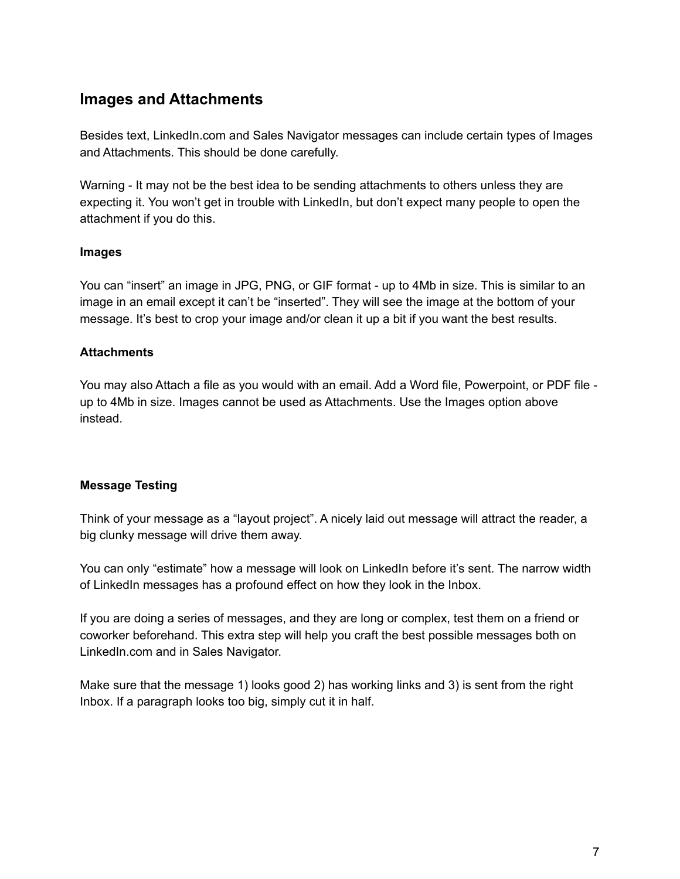## Images and Attachments

Besides text, LinkedIn.com and Sales Navigator messages can include certain types of Images and Attachments. This should be done carefully.

Warning - It may not be the best idea to be sending attachments to others unless they are expecting it. You won't get in trouble with LinkedIn, but don't expect many people to open the attachment if you do this.

### Images

You can "insert" an image in JPG, PNG, or GIF format - up to 4Mb in size. This is similar to an image in an email except it can't be "inserted". They will see the image at the bottom of your message. It's best to crop your image and/or clean it up a bit if you want the best results.

### Attachments

You may also Attach a file as you would with an email. Add a Word file, Powerpoint, or PDF file - up to 4Mb in size. Images cannot be used as Attachments. Use the Images option above instead.

### Message Testing

Think of your message as a "layout project". A nicely laid out message will attract the reader, a big clunky message will drive them away.

You can only "estimate" how a message will look on LinkedIn before it's sent. The narrow width of LinkedIn messages has a profound effect on how they look in the Inbox.

If you are doing a series of messages, and they are long or complex, test them on a friend or coworker beforehand. This extra step will help you craft the best possible messages both on LinkedIn.com and in Sales Navigator.

Make sure that the message 1) looks good 2) has working links and 3) is sent from the right Inbox. If a paragraph looks too big, simply cut it in half.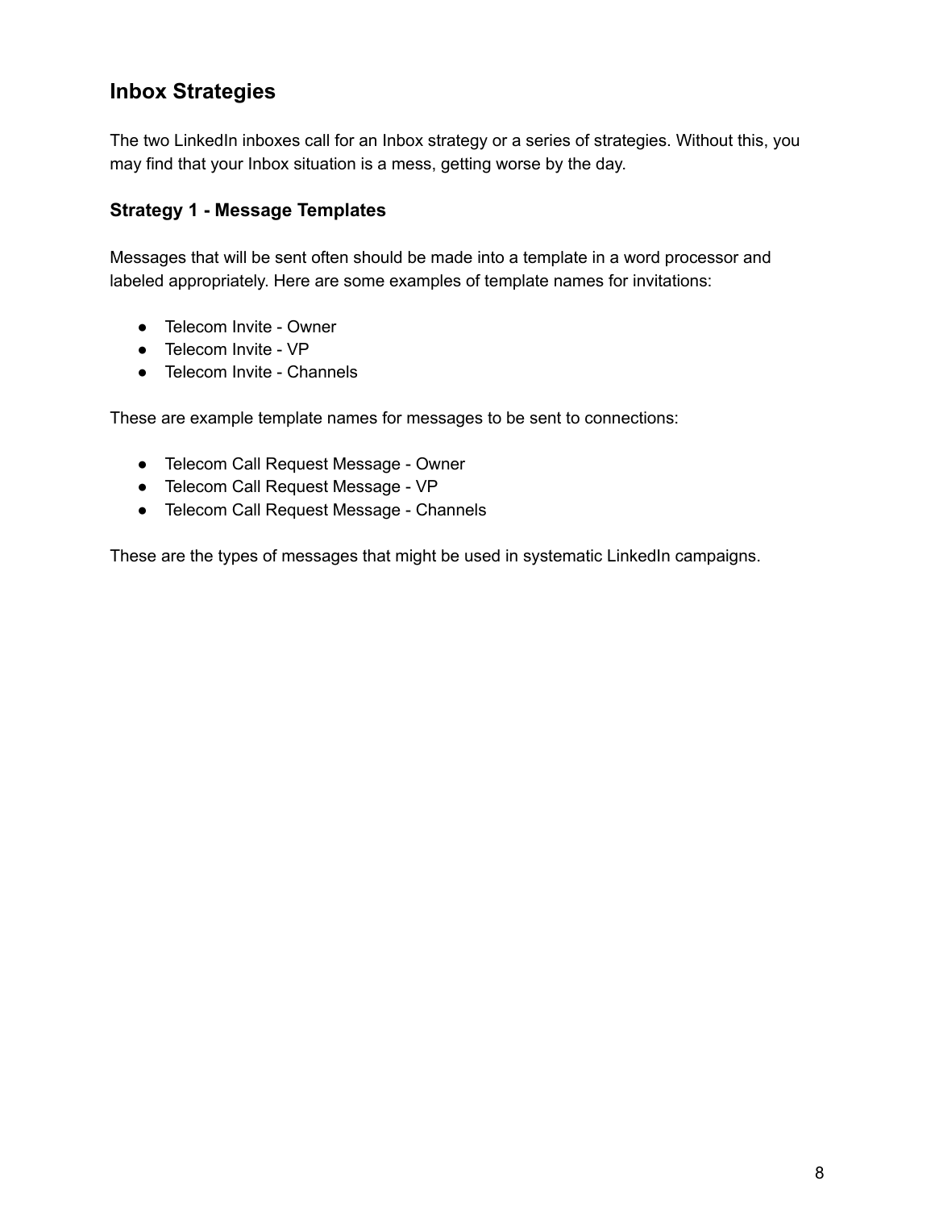## Inbox Strategies

The two LinkedIn inboxes call for an Inbox strategy or a series of strategies. Without this, you may find that your Inbox situation is a mess, getting worse by the day.

### Strategy 1 - Message Templates

Messages that will be sent often should be made into a template in a word processor and labeled appropriately. Here are some examples of template names for invitations:

- Telecom Invite - Owner
- Telecom Invite - VP
- Telecom Invite - Channels

These are example template names for messages to be sent to connections:

- Telecom Call Request Message - Owner
- Telecom Call Request Message - VP
- Telecom Call Request Message - Channels

These are the types of messages that might be used in systematic LinkedIn campaigns.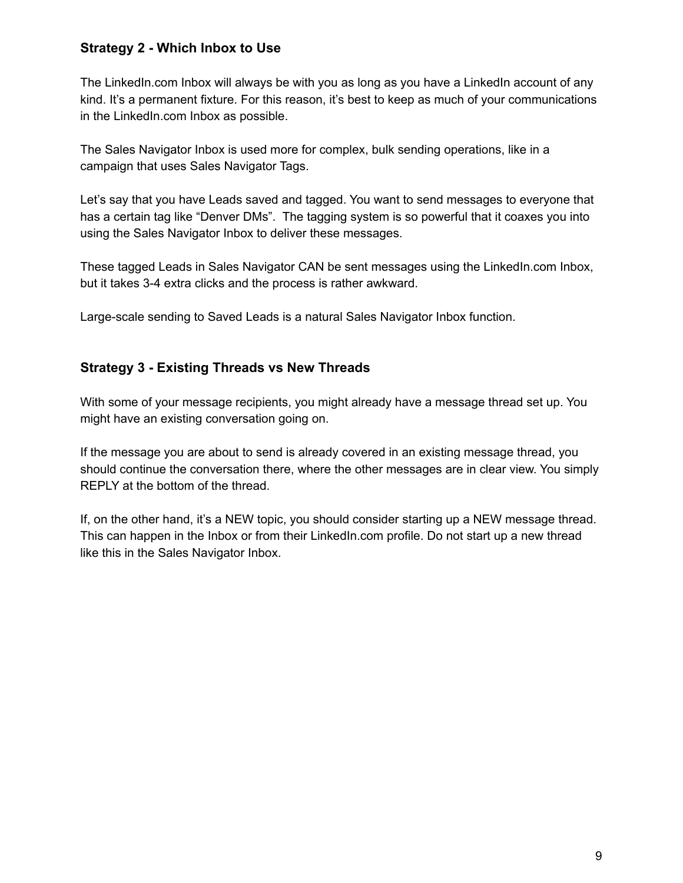### Strategy 2 - Which Inbox to Use

The LinkedIn.com Inbox will always be with you as long as you have a LinkedIn account of any kind. It's a permanent fixture. For this reason, it's best to keep as much of your communications in the LinkedIn.com Inbox as possible.

The Sales Navigator Inbox is used more for complex, bulk sending operations, like in a campaign that uses Sales Navigator Tags.

Let's say that you have Leads saved and tagged. You want to send messages to everyone that has a certain tag like "Denver DMs". The tagging system is so powerful that it coaxes you into using the Sales Navigator Inbox to deliver these messages.

These tagged Leads in Sales Navigator CAN be sent messages using the LinkedIn.com Inbox, but it takes 3-4 extra clicks and the process is rather awkward.

Large-scale sending to Saved Leads is a natural Sales Navigator Inbox function.

### Strategy 3 - Existing Threads vs New Threads

With some of your message recipients, you might already have a message thread set up. You might have an existing conversation going on.

If the message you are about to send is already covered in an existing message thread, you should continue the conversation there, where the other messages are in clear view. You simply REPLY at the bottom of the thread.

If, on the other hand, it's a NEW topic, you should consider starting up a NEW message thread. This can happen in the Inbox or from their LinkedIn.com profile. Do not start up a new thread like this in the Sales Navigator Inbox.